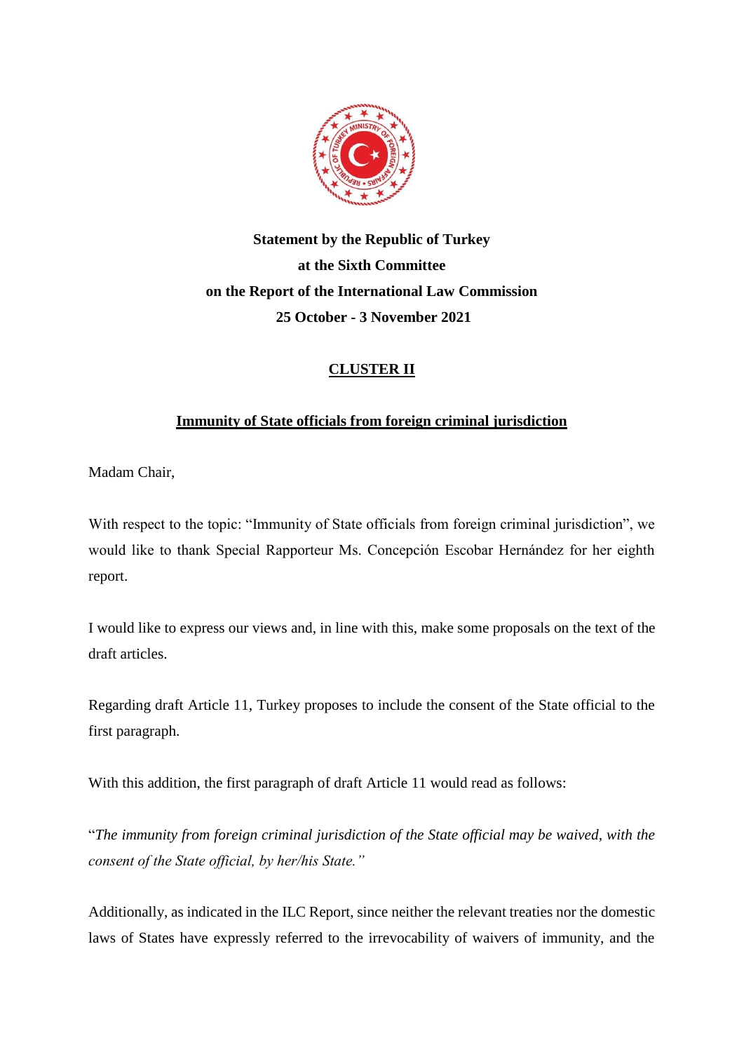**Statement by the Republic of Turkey**
**at the Sixth Committee**
**on the Report of the International Law Commission**
**25 October - 3 November 2021**

## CLUSTER II

### Immunity of State officials from foreign criminal jurisdiction

Madam Chair,

With respect to the topic: "Immunity of State officials from foreign criminal jurisdiction", we would like to thank Special Rapporteur Ms. Concepción Escobar Hernández for her eighth report.

I would like to express our views and, in line with this, make some proposals on the text of the draft articles.

Regarding draft Article 11, Turkey proposes to include the consent of the State official to the first paragraph.

With this addition, the first paragraph of draft Article 11 would read as follows:

"*The immunity from foreign criminal jurisdiction of the State official may be waived, with the consent of the State official, by her/his State.*"

Additionally, as indicated in the ILC Report, since neither the relevant treaties nor the domestic laws of States have expressly referred to the irrevocability of waivers of immunity, and the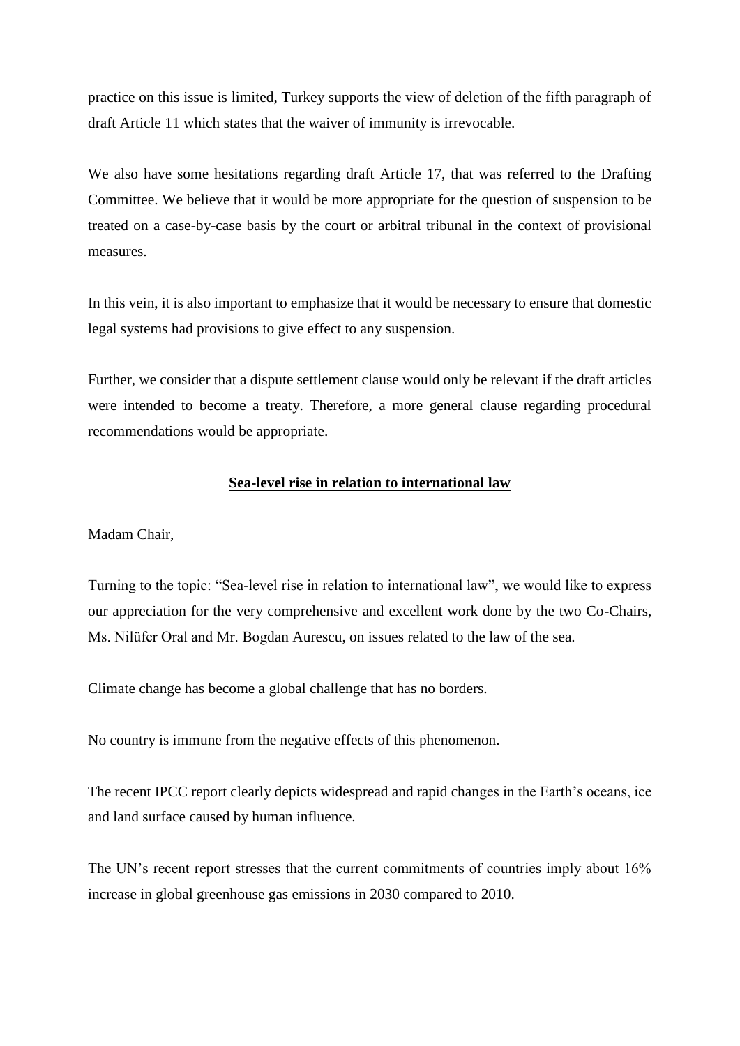practice on this issue is limited, Turkey supports the view of deletion of the fifth paragraph of draft Article 11 which states that the waiver of immunity is irrevocable.

We also have some hesitations regarding draft Article 17, that was referred to the Drafting Committee. We believe that it would be more appropriate for the question of suspension to be treated on a case-by-case basis by the court or arbitral tribunal in the context of provisional measures.

In this vein, it is also important to emphasize that it would be necessary to ensure that domestic legal systems had provisions to give effect to any suspension.

Further, we consider that a dispute settlement clause would only be relevant if the draft articles were intended to become a treaty. Therefore, a more general clause regarding procedural recommendations would be appropriate.

## **Sea-level rise in relation to international law**

Madam Chair,

Turning to the topic: "Sea-level rise in relation to international law", we would like to express our appreciation for the very comprehensive and excellent work done by the two Co-Chairs, Ms. Nilüfer Oral and Mr. Bogdan Aurescu, on issues related to the law of the sea.

Climate change has become a global challenge that has no borders.

No country is immune from the negative effects of this phenomenon.

The recent IPCC report clearly depicts widespread and rapid changes in the Earth's oceans, ice and land surface caused by human influence.

The UN's recent report stresses that the current commitments of countries imply about 16% increase in global greenhouse gas emissions in 2030 compared to 2010.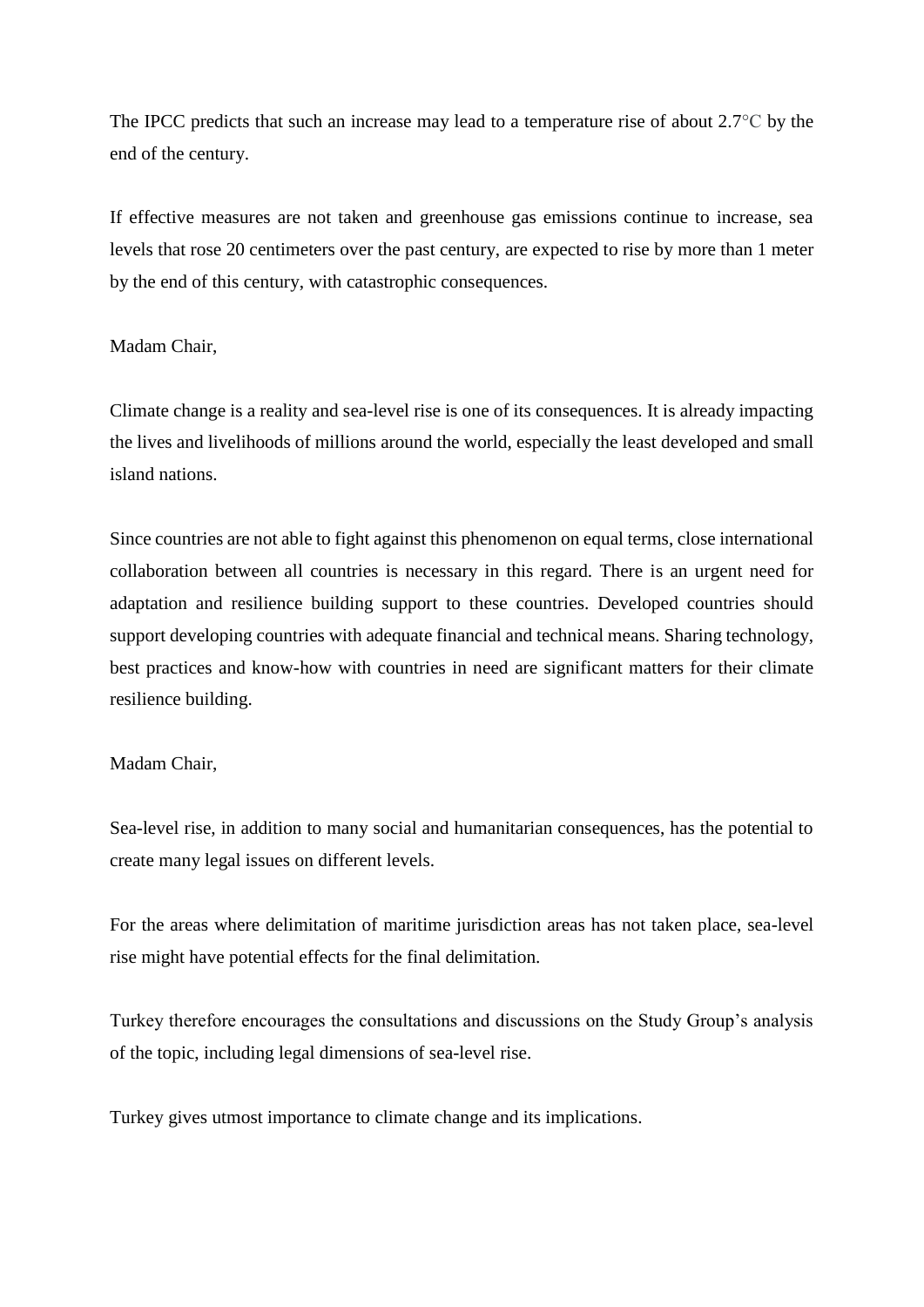The IPCC predicts that such an increase may lead to a temperature rise of about 2.7°C by the end of the century.

If effective measures are not taken and greenhouse gas emissions continue to increase, sea levels that rose 20 centimeters over the past century, are expected to rise by more than 1 meter by the end of this century, with catastrophic consequences.

Madam Chair,

Climate change is a reality and sea-level rise is one of its consequences. It is already impacting the lives and livelihoods of millions around the world, especially the least developed and small island nations.

Since countries are not able to fight against this phenomenon on equal terms, close international collaboration between all countries is necessary in this regard. There is an urgent need for adaptation and resilience building support to these countries. Developed countries should support developing countries with adequate financial and technical means. Sharing technology, best practices and know-how with countries in need are significant matters for their climate resilience building.

Madam Chair,

Sea-level rise, in addition to many social and humanitarian consequences, has the potential to create many legal issues on different levels.

For the areas where delimitation of maritime jurisdiction areas has not taken place, sea-level rise might have potential effects for the final delimitation.

Turkey therefore encourages the consultations and discussions on the Study Group's analysis of the topic, including legal dimensions of sea-level rise.

Turkey gives utmost importance to climate change and its implications.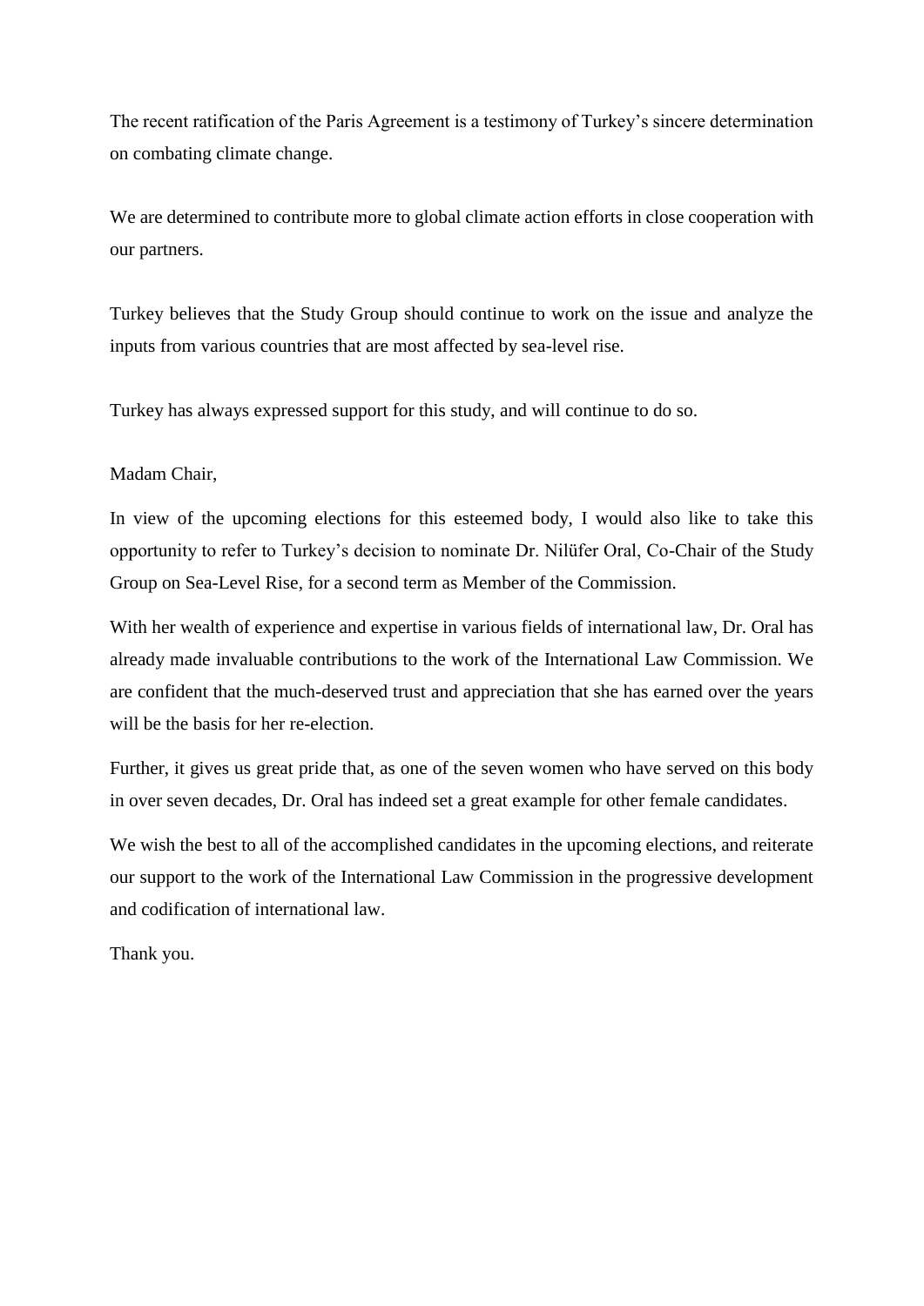The recent ratification of the Paris Agreement is a testimony of Turkey's sincere determination on combating climate change.

We are determined to contribute more to global climate action efforts in close cooperation with our partners.

Turkey believes that the Study Group should continue to work on the issue and analyze the inputs from various countries that are most affected by sea-level rise.

Turkey has always expressed support for this study, and will continue to do so.

Madam Chair,

In view of the upcoming elections for this esteemed body, I would also like to take this opportunity to refer to Turkey's decision to nominate Dr. Nilüfer Oral, Co-Chair of the Study Group on Sea-Level Rise, for a second term as Member of the Commission.

With her wealth of experience and expertise in various fields of international law, Dr. Oral has already made invaluable contributions to the work of the International Law Commission. We are confident that the much-deserved trust and appreciation that she has earned over the years will be the basis for her re-election.

Further, it gives us great pride that, as one of the seven women who have served on this body in over seven decades, Dr. Oral has indeed set a great example for other female candidates.

We wish the best to all of the accomplished candidates in the upcoming elections, and reiterate our support to the work of the International Law Commission in the progressive development and codification of international law.

Thank you.